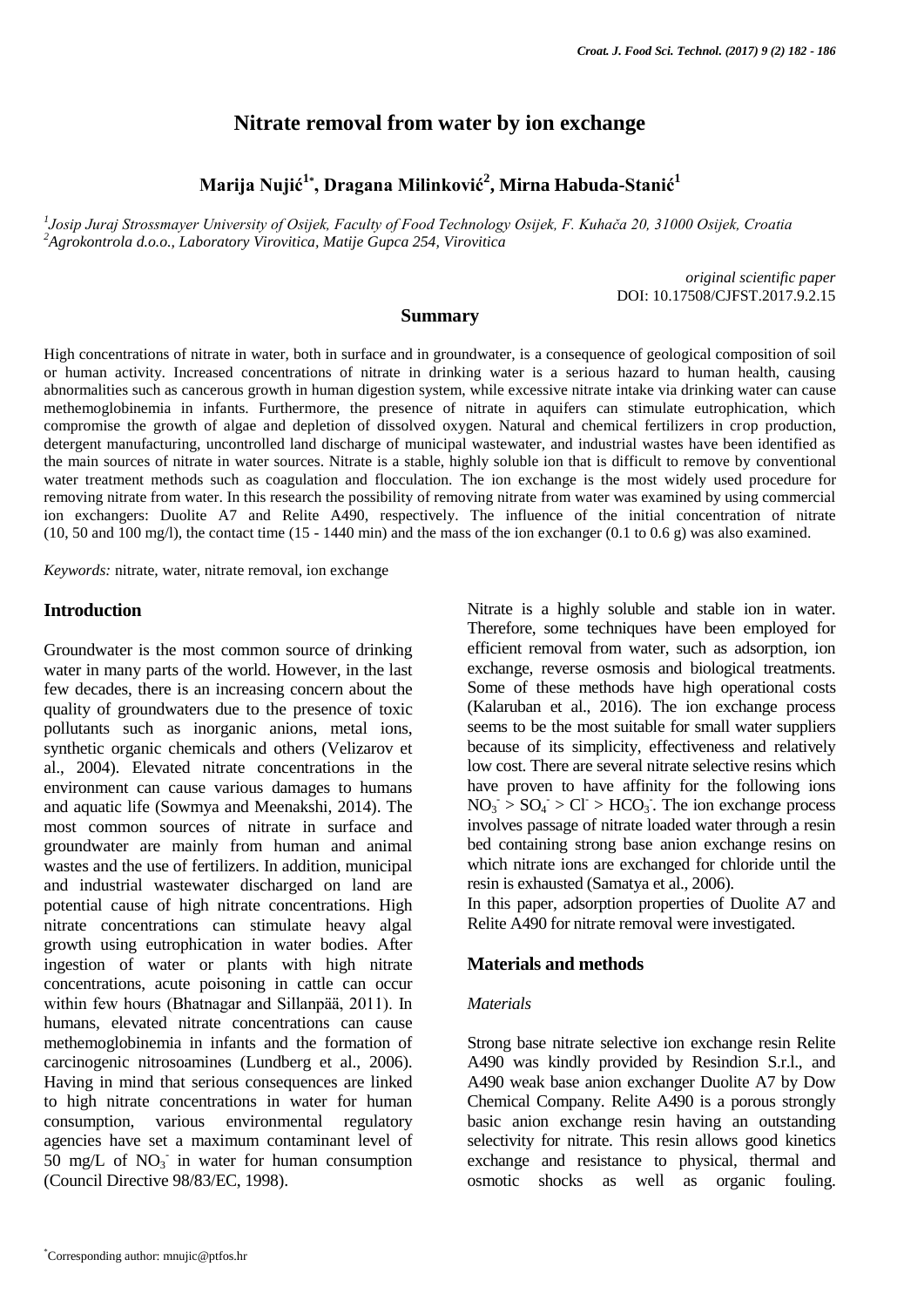# Nitrate removal from water by ion exchange

**Marija Nujić[1*], Dragana Milinković[2], Mirna Habuda-Stanić[1]**

*[1]Josip Juraj Strossmayer University of Osijek, Faculty of Food Technology Osijek, F. Kuhača 20, 31000 Osijek, Croatia*
*[2]Agrokontrola d.o.o., Laboratory Virovitica, Matije Gupca 254, Virovitica*

*original scientific paper*
DOI: 10.17508/CJFST.2017.9.2.15

## Summary

High concentrations of nitrate in water, both in surface and in groundwater, is a consequence of geological composition of soil or human activity. Increased concentrations of nitrate in drinking water is a serious hazard to human health, causing abnormalities such as cancerous growth in human digestion system, while excessive nitrate intake via drinking water can cause methemoglobinemia in infants. Furthermore, the presence of nitrate in aquifers can stimulate eutrophication, which compromise the growth of algae and depletion of dissolved oxygen. Natural and chemical fertilizers in crop production, detergent manufacturing, uncontrolled land discharge of municipal wastewater, and industrial wastes have been identified as the main sources of nitrate in water sources. Nitrate is a stable, highly soluble ion that is difficult to remove by conventional water treatment methods such as coagulation and flocculation. The ion exchange is the most widely used procedure for removing nitrate from water. In this research the possibility of removing nitrate from water was examined by using commercial ion exchangers: Duolite A7 and Relite A490, respectively. The influence of the initial concentration of nitrate (10, 50 and 100 mg/l), the contact time (15 - 1440 min) and the mass of the ion exchanger (0.1 to 0.6 g) was also examined.

*Keywords:* nitrate, water, nitrate removal, ion exchange

## Introduction

Groundwater is the most common source of drinking water in many parts of the world. However, in the last few decades, there is an increasing concern about the quality of groundwaters due to the presence of toxic pollutants such as inorganic anions, metal ions, synthetic organic chemicals and others (Velizarov et al., 2004). Elevated nitrate concentrations in the environment can cause various damages to humans and aquatic life (Sowmya and Meenakshi, 2014). The most common sources of nitrate in surface and groundwater are mainly from human and animal wastes and the use of fertilizers. In addition, municipal and industrial wastewater discharged on land are potential cause of high nitrate concentrations. High nitrate concentrations can stimulate heavy algal growth using eutrophication in water bodies. After ingestion of water or plants with high nitrate concentrations, acute poisoning in cattle can occur within few hours (Bhatnagar and Sillanpää, 2011). In humans, elevated nitrate concentrations can cause methemoglobinemia in infants and the formation of carcinogenic nitrosoamines (Lundberg et al., 2006). Having in mind that serious consequences are linked to high nitrate concentrations in water for human consumption, various environmental regulatory agencies have set a maximum contaminant level of 50 mg/L of $NO_3^-$ in water for human consumption (Council Directive 98/83/EC, 1998).

Nitrate is a highly soluble and stable ion in water. Therefore, some techniques have been employed for efficient removal from water, such as adsorption, ion exchange, reverse osmosis and biological treatments. Some of these methods have high operational costs (Kalaruban et al., 2016). The ion exchange process seems to be the most suitable for small water suppliers because of its simplicity, effectiveness and relatively low cost. There are several nitrate selective resins which have proven to have affinity for the following ions $NO_3^- > SO_4^- > Cl^- > HCO_3^-$. The ion exchange process involves passage of nitrate loaded water through a resin bed containing strong base anion exchange resins on which nitrate ions are exchanged for chloride until the resin is exhausted (Samatya et al., 2006).

In this paper, adsorption properties of Duolite A7 and Relite A490 for nitrate removal were investigated.

## Materials and methods

### *Materials*

Strong base nitrate selective ion exchange resin Relite A490 was kindly provided by Resindion S.r.l., and A490 weak base anion exchanger Duolite A7 by Dow Chemical Company. Relite A490 is a porous strongly basic anion exchange resin having an outstanding selectivity for nitrate. This resin allows good kinetics exchange and resistance to physical, thermal and osmotic shocks as well as organic fouling.

[*]Corresponding author: mnujic@ptfos.hr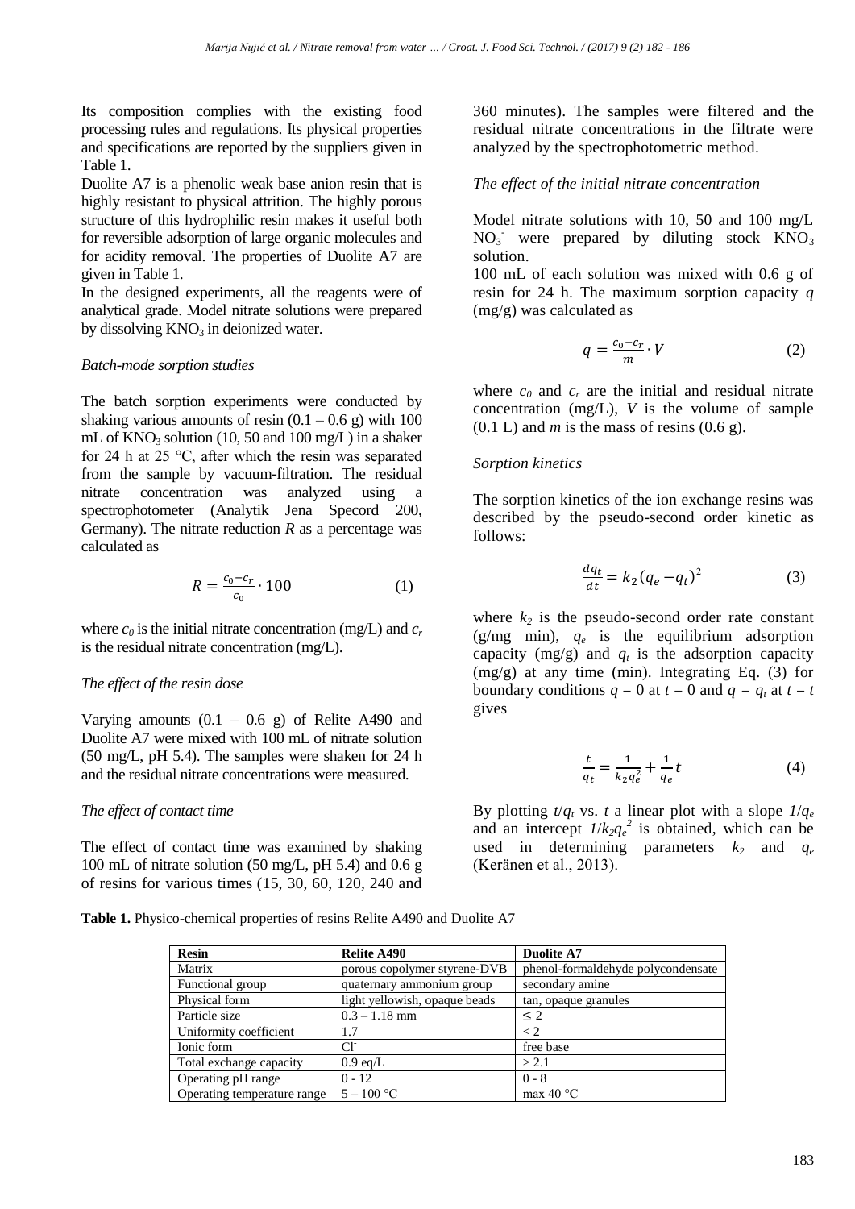Its composition complies with the existing food processing rules and regulations. Its physical properties and specifications are reported by the suppliers given in Table 1.

Duolite A7 is a phenolic weak base anion resin that is highly resistant to physical attrition. The highly porous structure of this hydrophilic resin makes it useful both for reversible adsorption of large organic molecules and for acidity removal. The properties of Duolite A7 are given in Table 1.

In the designed experiments, all the reagents were of analytical grade. Model nitrate solutions were prepared by dissolving $KNO_3$ in deionized water.

### *Batch-mode sorption studies*

The batch sorption experiments were conducted by shaking various amounts of resin (0.1 – 0.6 g) with 100 mL of $KNO_3$ solution (10, 50 and 100 mg/L) in a shaker for 24 h at 25 °C, after which the resin was separated from the sample by vacuum-filtration. The residual nitrate concentration was analyzed using a spectrophotometer (Analytik Jena Specord 200, Germany). The nitrate reduction $R$ as a percentage was calculated as

$$R = \frac{c_0 - c_r}{c_0} \cdot 100 \qquad (1)$$

where $c_0$ is the initial nitrate concentration (mg/L) and $c_r$ is the residual nitrate concentration (mg/L).

### *The effect of the resin dose*

Varying amounts (0.1 – 0.6 g) of Relite A490 and Duolite A7 were mixed with 100 mL of nitrate solution (50 mg/L, pH 5.4). The samples were shaken for 24 h and the residual nitrate concentrations were measured.

### *The effect of contact time*

The effect of contact time was examined by shaking 100 mL of nitrate solution (50 mg/L, pH 5.4) and 0.6 g of resins for various times (15, 30, 60, 120, 240 and 360 minutes). The samples were filtered and the residual nitrate concentrations in the filtrate were analyzed by the spectrophotometric method.

### *The effect of the initial nitrate concentration*

Model nitrate solutions with 10, 50 and 100 mg/L $NO_3^-$ were prepared by diluting stock $KNO_3$ solution.

100 mL of each solution was mixed with 0.6 g of resin for 24 h. The maximum sorption capacity $q$ (mg/g) was calculated as

$$q = \frac{c_0 - c_r}{m} \cdot V \qquad (2)$$

where $c_0$ and $c_r$ are the initial and residual nitrate concentration (mg/L), $V$ is the volume of sample (0.1 L) and $m$ is the mass of resins (0.6 g).

### *Sorption kinetics*

The sorption kinetics of the ion exchange resins was described by the pseudo-second order kinetic as follows:

$$\frac{dq_t}{dt} = k_2 (q_e - q_t)^2 \qquad (3)$$

where $k_2$ is the pseudo-second order rate constant (g/mg min), $q_e$ is the equilibrium adsorption capacity (mg/g) and $q_t$ is the adsorption capacity (mg/g) at any time (min). Integrating Eq. (3) for boundary conditions $q = 0$ at $t = 0$ and $q = q_t$ at $t = t$ gives

$$\frac{t}{q_t} = \frac{1}{k_2 q_e^2} + \frac{1}{q_e} t \qquad (4)$$

By plotting $t/q_t$ vs. $t$ a linear plot with a slope $1/q_e$ and an intercept $1/k_2 q_e^2$ is obtained, which can be used in determining parameters $k_2$ and $q_e$ (Keränen et al., 2013).

**Table 1.** Physico-chemical properties of resins Relite A490 and Duolite A7

| Resin | Relite A490 | Duolite A7 |
|---|---|---|
| Matrix | porous copolymer styrene-DVB | phenol-formaldehyde polycondensate |
| Functional group | quaternary ammonium group | secondary amine |
| Physical form | light yellowish, opaque beads | tan, opaque granules |
| Particle size | 0.3 – 1.18 mm | ≤ 2 |
| Uniformity coefficient | 1.7 | < 2 |
| Ionic form | $Cl^-$ | free base |
| Total exchange capacity | 0.9 eq/L | > 2.1 |
| Operating pH range | 0 - 12 | 0 - 8 |
| Operating temperature range | 5 – 100 °C | max 40 °C |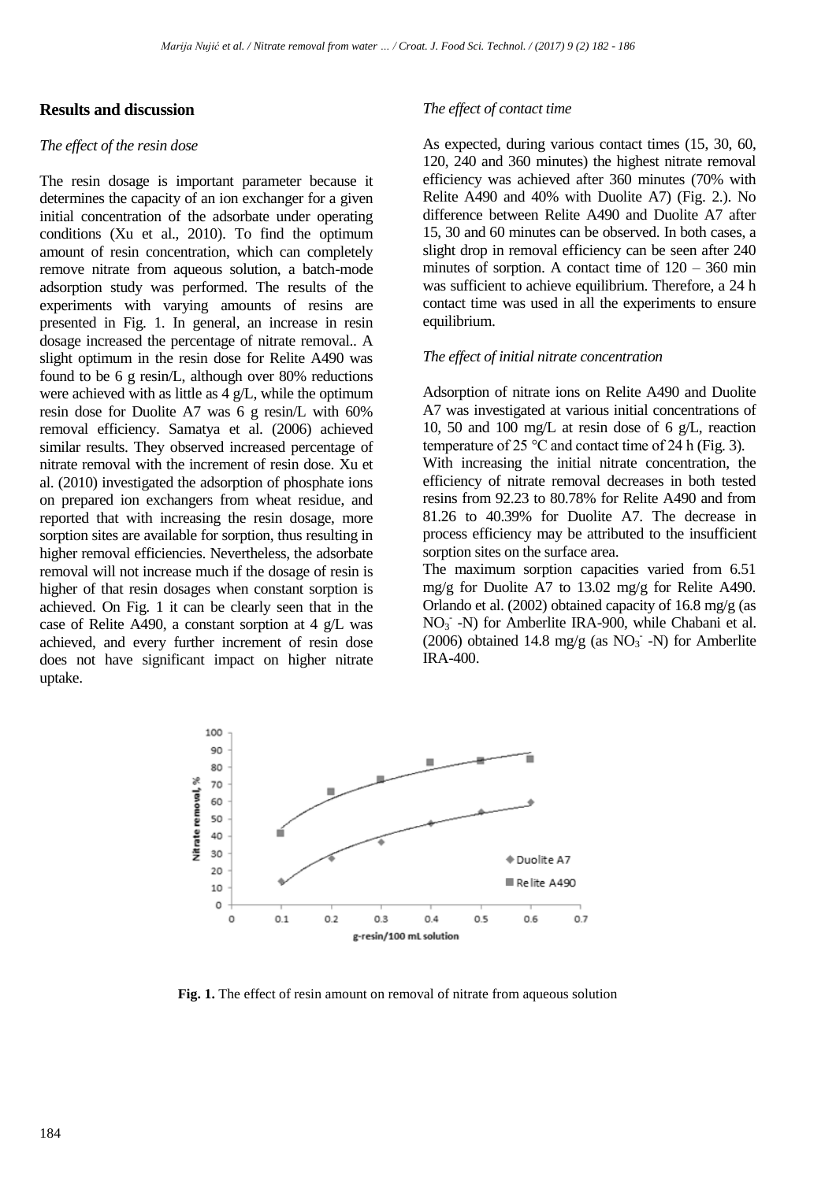## Results and discussion

*The effect of the resin dose*

The resin dosage is important parameter because it determines the capacity of an ion exchanger for a given initial concentration of the adsorbate under operating conditions (Xu et al., 2010). To find the optimum amount of resin concentration, which can completely remove nitrate from aqueous solution, a batch-mode adsorption study was performed. The results of the experiments with varying amounts of resins are presented in Fig. 1. In general, an increase in resin dosage increased the percentage of nitrate removal.. A slight optimum in the resin dose for Relite A490 was found to be 6 g resin/L, although over 80% reductions were achieved with as little as 4 g/L, while the optimum resin dose for Duolite A7 was 6 g resin/L with 60% removal efficiency. Samatya et al. (2006) achieved similar results. They observed increased percentage of nitrate removal with the increment of resin dose. Xu et al. (2010) investigated the adsorption of phosphate ions on prepared ion exchangers from wheat residue, and reported that with increasing the resin dosage, more sorption sites are available for sorption, thus resulting in higher removal efficiencies. Nevertheless, the adsorbate removal will not increase much if the dosage of resin is higher of that resin dosages when constant sorption is achieved. On Fig. 1 it can be clearly seen that in the case of Relite A490, a constant sorption at 4 g/L was achieved, and every further increment of resin dose does not have significant impact on higher nitrate uptake.

*The effect of contact time*

As expected, during various contact times (15, 30, 60, 120, 240 and 360 minutes) the highest nitrate removal efficiency was achieved after 360 minutes (70% with Relite A490 and 40% with Duolite A7) (Fig. 2.). No difference between Relite A490 and Duolite A7 after 15, 30 and 60 minutes can be observed. In both cases, a slight drop in removal efficiency can be seen after 240 minutes of sorption. A contact time of 120 – 360 min was sufficient to achieve equilibrium. Therefore, a 24 h contact time was used in all the experiments to ensure equilibrium.

*The effect of initial nitrate concentration*

Adsorption of nitrate ions on Relite A490 and Duolite A7 was investigated at various initial concentrations of 10, 50 and 100 mg/L at resin dose of 6 g/L, reaction temperature of 25 °C and contact time of 24 h (Fig. 3).

With increasing the initial nitrate concentration, the efficiency of nitrate removal decreases in both tested resins from 92.23 to 80.78% for Relite A490 and from 81.26 to 40.39% for Duolite A7. The decrease in process efficiency may be attributed to the insufficient sorption sites on the surface area.

The maximum sorption capacities varied from 6.51 mg/g for Duolite A7 to 13.02 mg/g for Relite A490. Orlando et al. (2002) obtained capacity of 16.8 mg/g (as $NO_3^-$ -N) for Amberlite IRA-900, while Chabani et al. (2006) obtained 14.8 mg/g (as $NO_3^-$ -N) for Amberlite IRA-400.

**Fig. 1.** The effect of resin amount on removal of nitrate from aqueous solution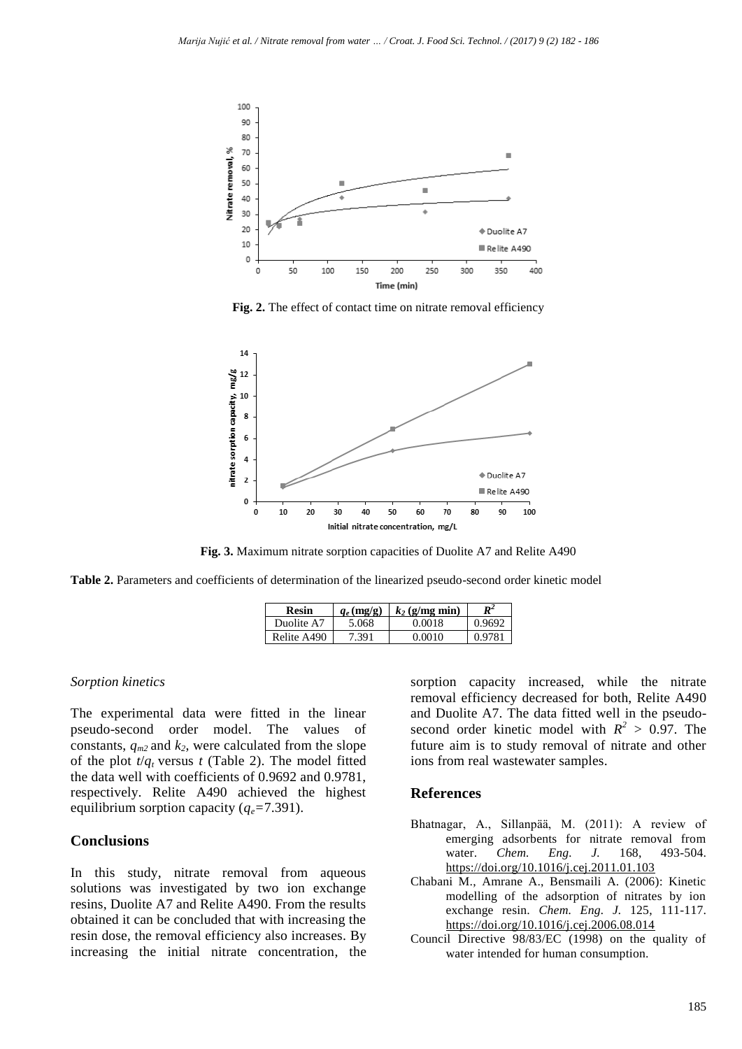Fig. 2. The effect of contact time on nitrate removal efficiency

Fig. 3. Maximum nitrate sorption capacities of Duolite A7 and Relite A490

**Table 2.** Parameters and coefficients of determination of the linearized pseudo-second order kinetic model

| Resin | $q_e$ (mg/g) | $k_2$ (g/mg min) | $R^2$ |
|---|---|---|---|
| Duolite A7 | 5.068 | 0.0018 | 0.9692 |
| Relite A490 | 7.391 | 0.0010 | 0.9781 |

*Sorption kinetics*

The experimental data were fitted in the linear pseudo-second order model. The values of constants, $q_{m2}$ and $k_2$, were calculated from the slope of the plot $t/q_t$ versus $t$ (Table 2). The model fitted the data well with coefficients of 0.9692 and 0.9781, respectively. Relite A490 achieved the highest equilibrium sorption capacity ($q_e$=7.391).

## Conclusions

In this study, nitrate removal from aqueous solutions was investigated by two ion exchange resins, Duolite A7 and Relite A490. From the results obtained it can be concluded that with increasing the resin dose, the removal efficiency also increases. By increasing the initial nitrate concentration, the sorption capacity increased, while the nitrate removal efficiency decreased for both, Relite A490 and Duolite A7. The data fitted well in the pseudo-second order kinetic model with $R^2 > 0.97$. The future aim is to study removal of nitrate and other ions from real wastewater samples.

## References

Bhatnagar, A., Sillanpää, M. (2011): A review of emerging adsorbents for nitrate removal from water. *Chem. Eng. J.* 168, 493-504. https://doi.org/10.1016/j.cej.2011.01.103

Chabani M., Amrane A., Bensmaili A. (2006): Kinetic modelling of the adsorption of nitrates by ion exchange resin. *Chem. Eng. J.* 125, 111-117. https://doi.org/10.1016/j.cej.2006.08.014

Council Directive 98/83/EC (1998) on the quality of water intended for human consumption.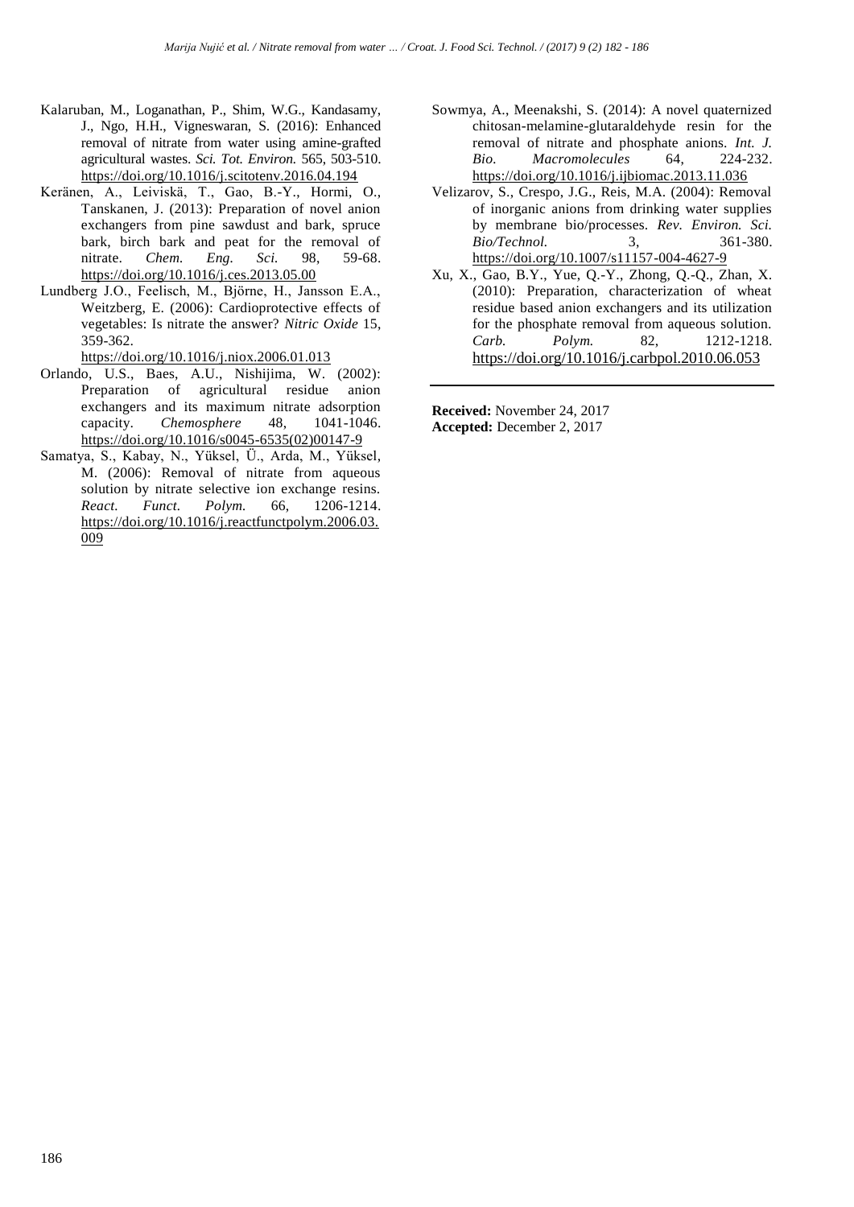Kalaruban, M., Loganathan, P., Shim, W.G., Kandasamy, J., Ngo, H.H., Vigneswaran, S. (2016): Enhanced removal of nitrate from water using amine-grafted agricultural wastes. *Sci. Tot. Environ.* 565, 503-510. https://doi.org/10.1016/j.scitotenv.2016.04.194

Keränen, A., Leiviskä, T., Gao, B.-Y., Hormi, O., Tanskanen, J. (2013): Preparation of novel anion exchangers from pine sawdust and bark, spruce bark, birch bark and peat for the removal of nitrate. *Chem. Eng. Sci.* 98, 59-68. https://doi.org/10.1016/j.ces.2013.05.00

Lundberg J.O., Feelisch, M., Björne, H., Jansson E.A., Weitzberg, E. (2006): Cardioprotective effects of vegetables: Is nitrate the answer? *Nitric Oxide* 15, 359-362. https://doi.org/10.1016/j.niox.2006.01.013

Orlando, U.S., Baes, A.U., Nishijima, W. (2002): Preparation of agricultural residue anion exchangers and its maximum nitrate adsorption capacity. *Chemosphere* 48, 1041-1046. https://doi.org/10.1016/s0045-6535(02)00147-9

Samatya, S., Kabay, N., Yüksel, Ü., Arda, M., Yüksel, M. (2006): Removal of nitrate from aqueous solution by nitrate selective ion exchange resins. *React. Funct. Polym.* 66, 1206-1214. https://doi.org/10.1016/j.reactfunctpolym.2006.03.009

Sowmya, A., Meenakshi, S. (2014): A novel quaternized chitosan-melamine-glutaraldehyde resin for the removal of nitrate and phosphate anions. *Int. J. Bio. Macromolecules* 64, 224-232. https://doi.org/10.1016/j.ijbiomac.2013.11.036

Velizarov, S., Crespo, J.G., Reis, M.A. (2004): Removal of inorganic anions from drinking water supplies by membrane bio/processes. *Rev. Environ. Sci. Bio/Technol.* 3, 361-380. https://doi.org/10.1007/s11157-004-4627-9

Xu, X., Gao, B.Y., Yue, Q.-Y., Zhong, Q.-Q., Zhan, X. (2010): Preparation, characterization of wheat residue based anion exchangers and its utilization for the phosphate removal from aqueous solution. *Carb. Polym.* 82, 1212-1218. https://doi.org/10.1016/j.carbpol.2010.06.053

---

**Received:** November 24, 2017
**Accepted:** December 2, 2017